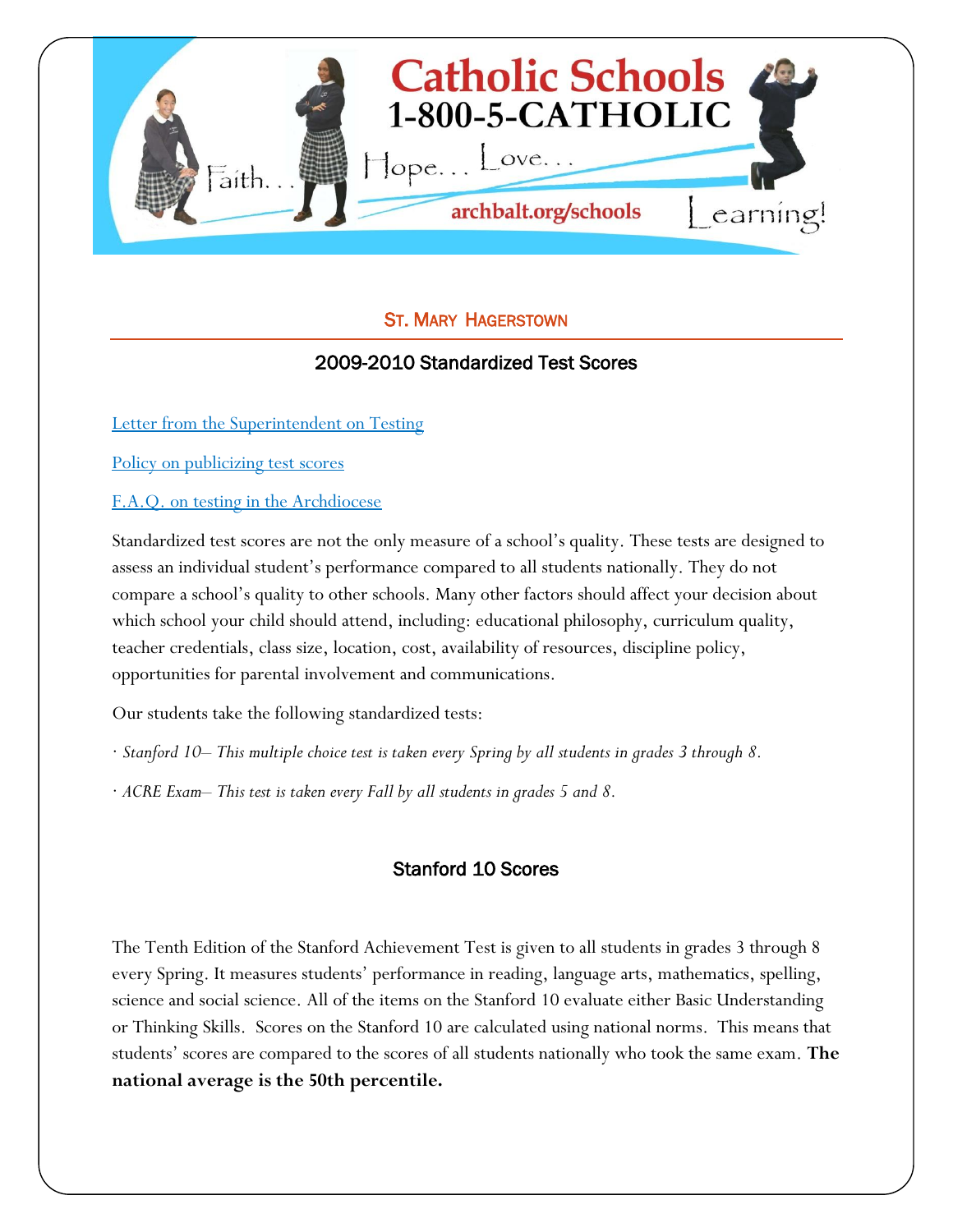Catholic Schools
1-800-5-CATHOLIC

Faith... Hope... Love... Learning!

archbalt.org/schools

## St. Mary Hagerstown

### 2009-2010 Standardized Test Scores

[Letter from the Superintendent on Testing]

[Policy on publicizing test scores]

[F.A.Q. on testing in the Archdiocese]

Standardized test scores are not the only measure of a school's quality. These tests are designed to assess an individual student's performance compared to all students nationally. They do not compare a school's quality to other schools. Many other factors should affect your decision about which school your child should attend, including: educational philosophy, curriculum quality, teacher credentials, class size, location, cost, availability of resources, discipline policy, opportunities for parental involvement and communications.

Our students take the following standardized tests:

- *Stanford 10– This multiple choice test is taken every Spring by all students in grades 3 through 8.*
- *ACRE Exam– This test is taken every Fall by all students in grades 5 and 8.*

### Stanford 10 Scores

The Tenth Edition of the Stanford Achievement Test is given to all students in grades 3 through 8 every Spring. It measures students' performance in reading, language arts, mathematics, spelling, science and social science. All of the items on the Stanford 10 evaluate either Basic Understanding or Thinking Skills. Scores on the Stanford 10 are calculated using national norms. This means that students' scores are compared to the scores of all students nationally who took the same exam. **The national average is the 50th percentile.**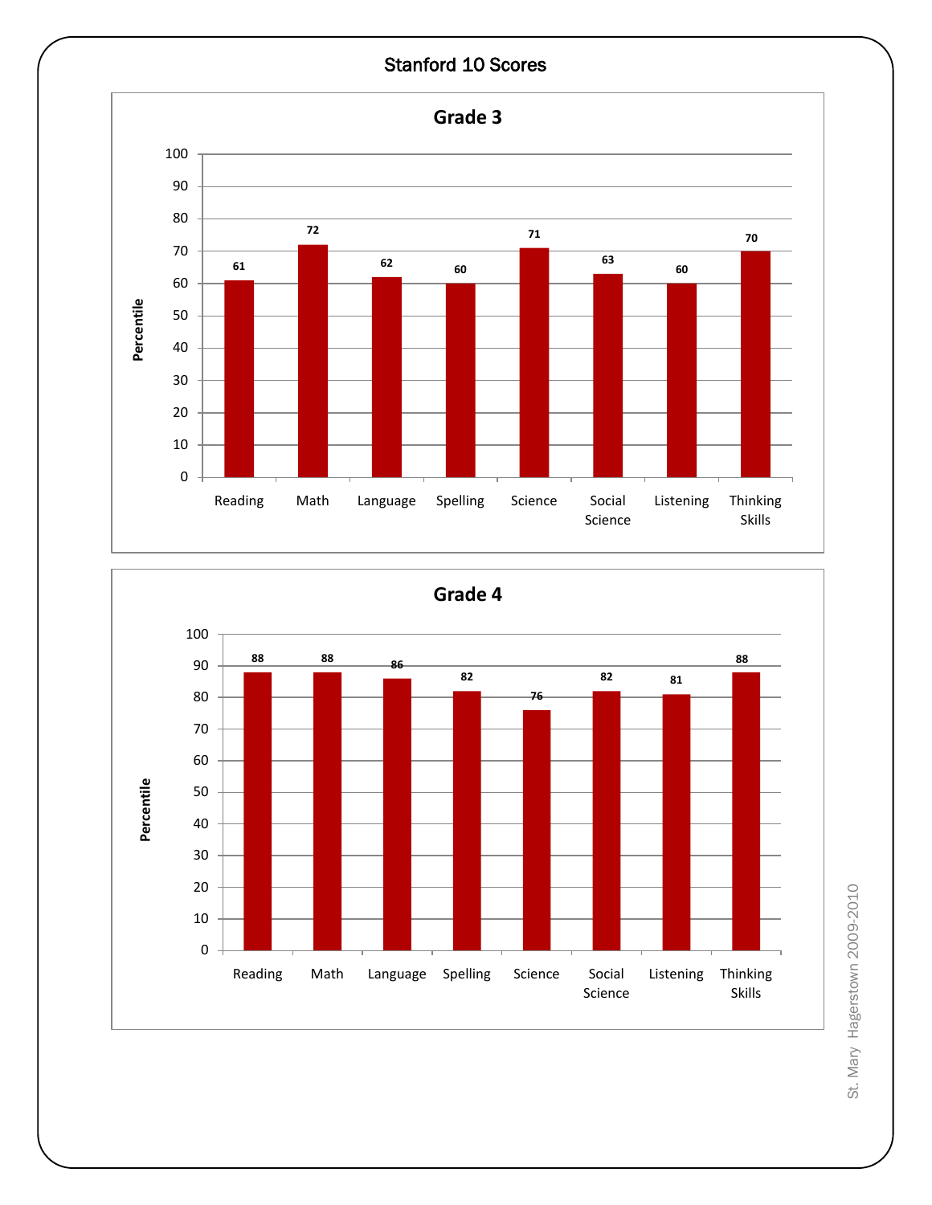# Stanford 10 Scores

## Grade 3

| Subject | Percentile |
|---|---|
| Reading | 61 |
| Math | 72 |
| Language | 62 |
| Spelling | 60 |
| Science | 71 |
| Social Science | 63 |
| Listening | 60 |
| Thinking Skills | 70 |

## Grade 4

| Subject | Percentile |
|---|---|
| Reading | 88 |
| Math | 88 |
| Language | 86 |
| Spelling | 82 |
| Science | 76 |
| Social Science | 82 |
| Listening | 81 |
| Thinking Skills | 88 |

St. Mary Hagerstown 2009-2010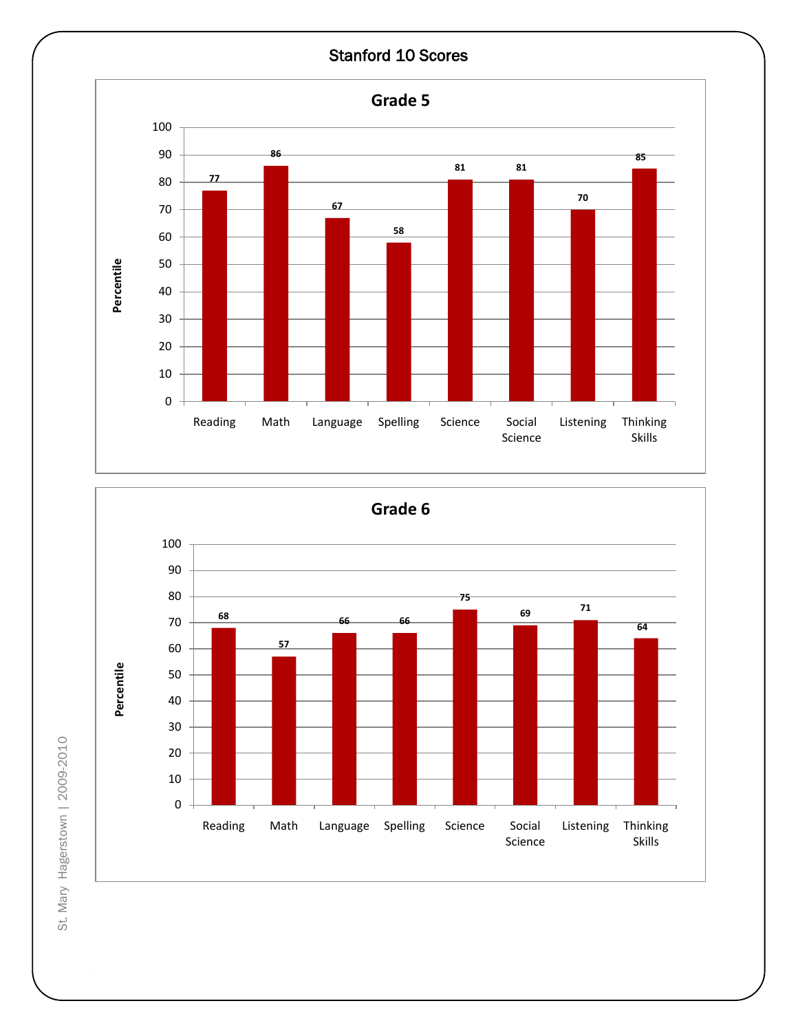# Stanford 10 Scores

## Grade 5

| Subject | Percentile |
|---|---|
| Reading | 77 |
| Math | 86 |
| Language | 67 |
| Spelling | 58 |
| Science | 81 |
| Social Science | 81 |
| Listening | 70 |
| Thinking Skills | 85 |

## Grade 6

| Subject | Percentile |
|---|---|
| Reading | 68 |
| Math | 57 |
| Language | 66 |
| Spelling | 66 |
| Science | 75 |
| Social Science | 69 |
| Listening | 71 |
| Thinking Skills | 64 |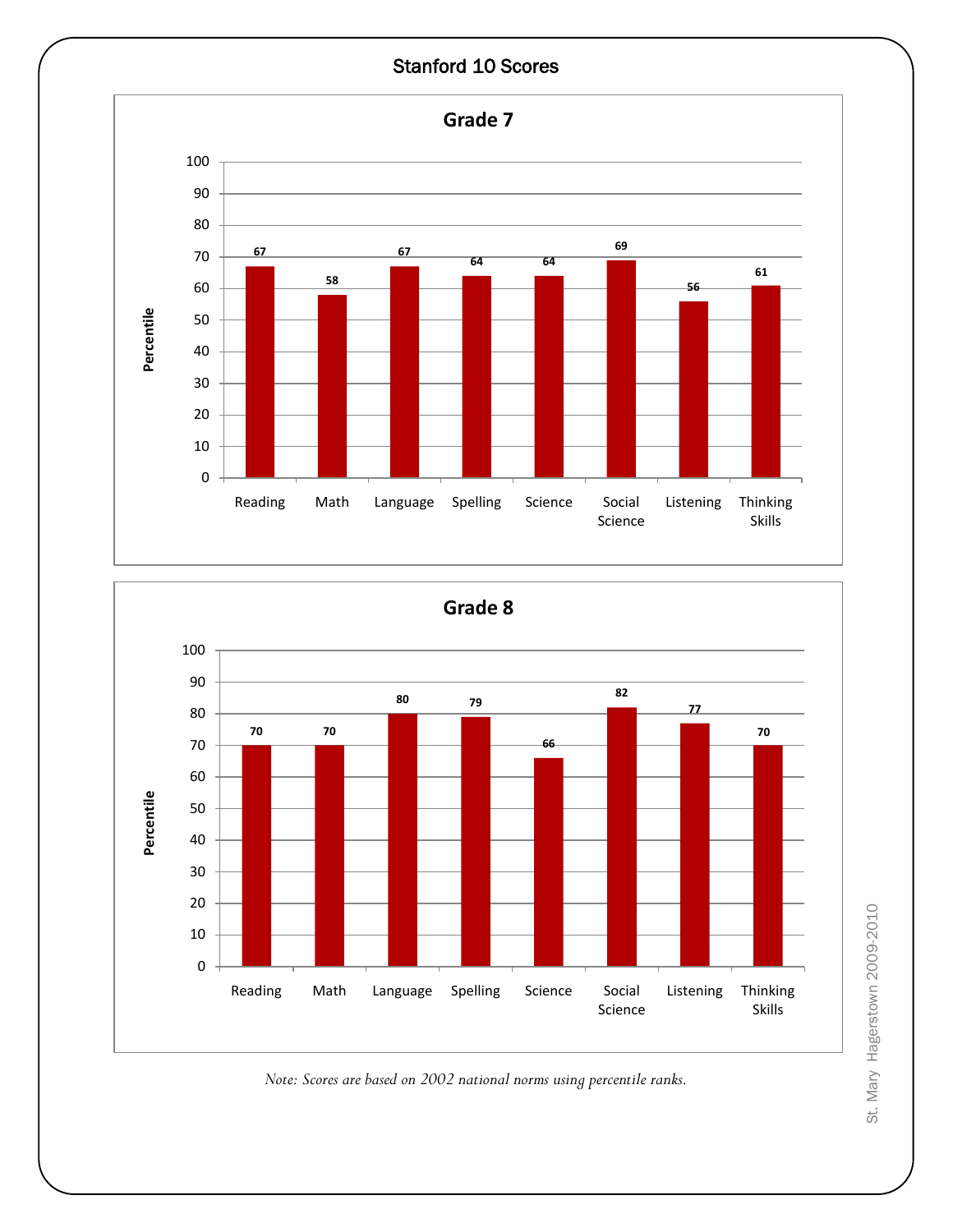# Stanford 10 Scores

## Grade 7

| Subject | Percentile |
|---|---|
| Reading | 67 |
| Math | 58 |
| Language | 67 |
| Spelling | 64 |
| Science | 64 |
| Social Science | 69 |
| Listening | 56 |
| Thinking Skills | 61 |

## Grade 8

| Subject | Percentile |
|---|---|
| Reading | 70 |
| Math | 70 |
| Language | 80 |
| Spelling | 79 |
| Science | 66 |
| Social Science | 82 |
| Listening | 77 |
| Thinking Skills | 70 |

*Note: Scores are based on 2002 national norms using percentile ranks.*

St. Mary Hagerstown 2009-2010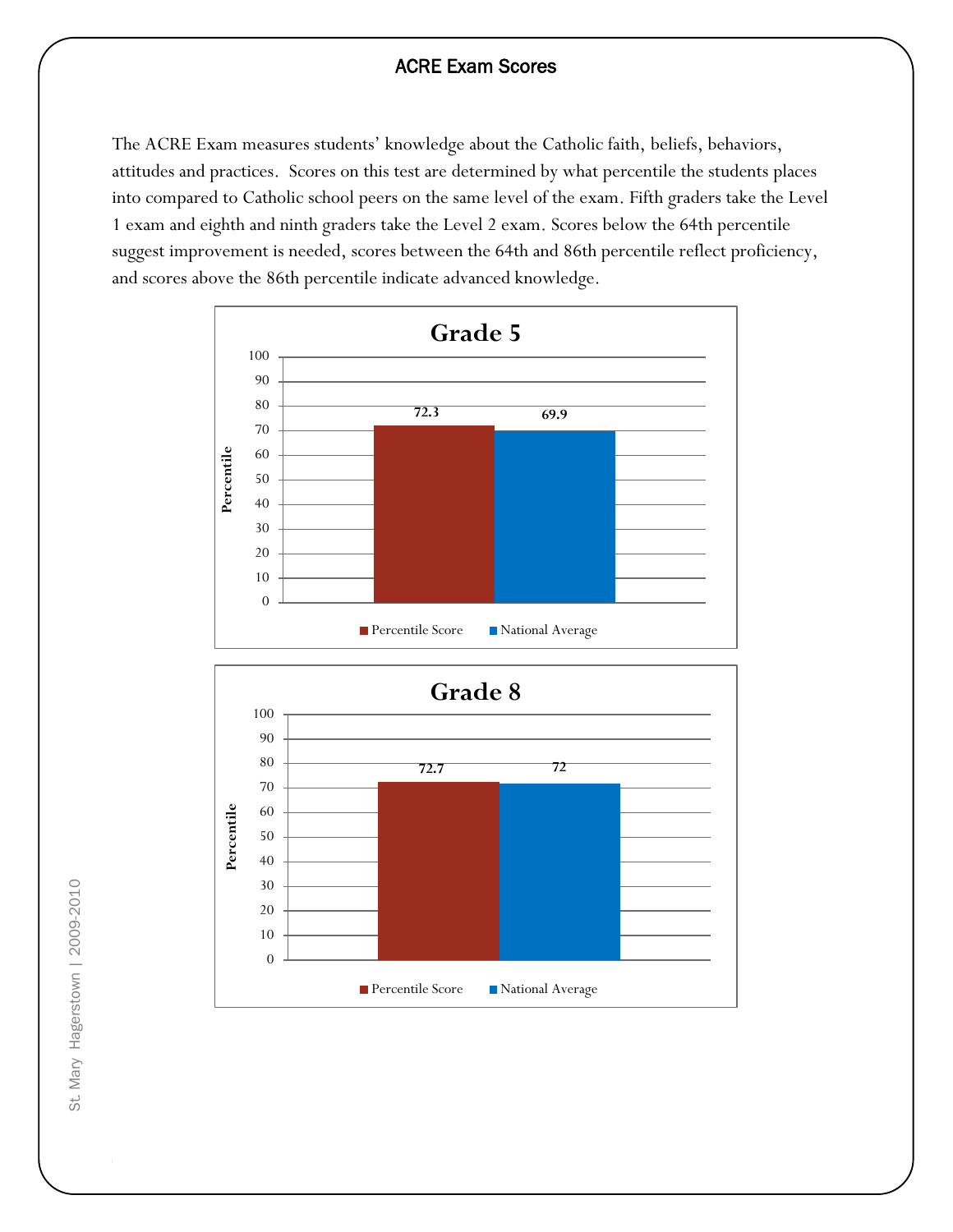# ACRE Exam Scores

The ACRE Exam measures students' knowledge about the Catholic faith, beliefs, behaviors, attitudes and practices. Scores on this test are determined by what percentile the students places into compared to Catholic school peers on the same level of the exam. Fifth graders take the Level 1 exam and eighth and ninth graders take the Level 2 exam. Scores below the 64th percentile suggest improvement is needed, scores between the 64th and 86th percentile reflect proficiency, and scores above the 86th percentile indicate advanced knowledge.

**Grade 5**

Percentile

100
90
80
70
60
50
40
30
20
10
0

72.3
69.9

Percentile Score
National Average

**Grade 8**

Percentile

100
90
80
70
60
50
40
30
20
10
0

72.7
72

Percentile Score
National Average